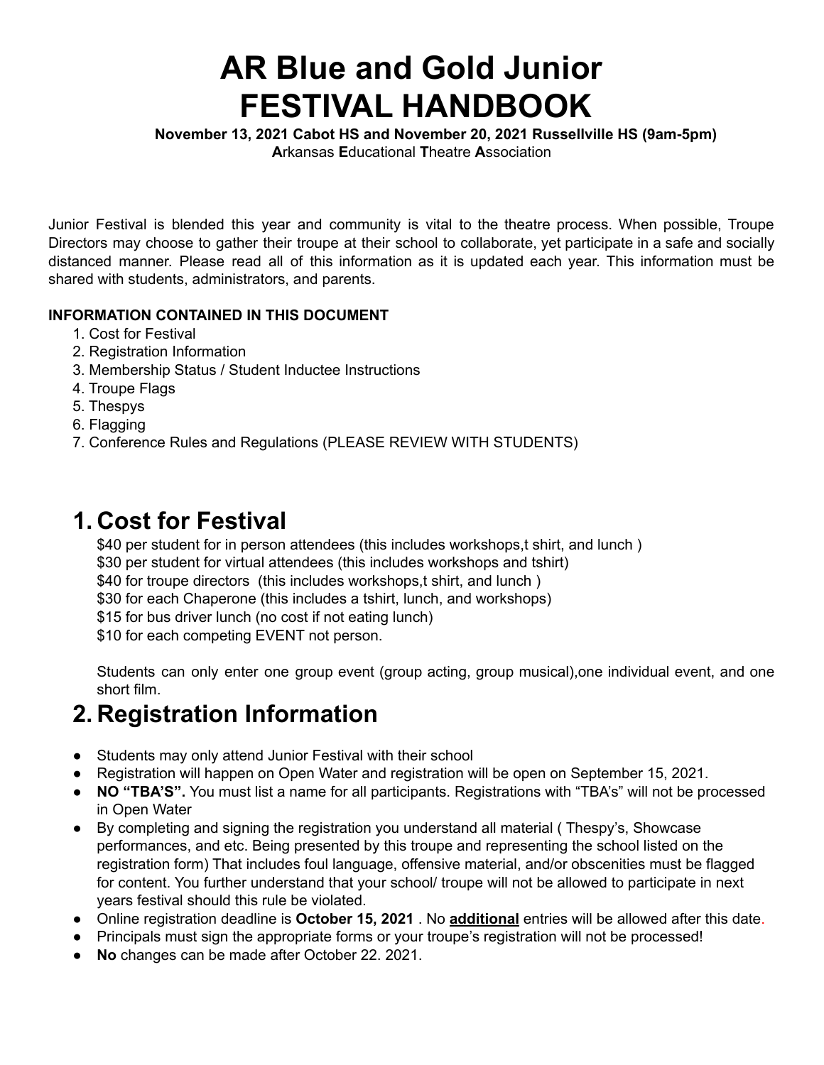# AR Blue and Gold Junior FESTIVAL HANDBOOK

**November 13, 2021 Cabot HS and November 20, 2021 Russellville HS (9am-5pm)**

**A**rkansas **E**ducational **T**heatre **A**ssociation

Junior Festival is blended this year and community is vital to the theatre process. When possible, Troupe Directors may choose to gather their troupe at their school to collaborate, yet participate in a safe and socially distanced manner. Please read all of this information as it is updated each year. This information must be shared with students, administrators, and parents.

**INFORMATION CONTAINED IN THIS DOCUMENT**

1. Cost for Festival
2. Registration Information
3. Membership Status / Student Inductee Instructions
4. Troupe Flags
5. Thespys
6. Flagging
7. Conference Rules and Regulations (PLEASE REVIEW WITH STUDENTS)

## 1. Cost for Festival

$40 per student for in person attendees (this includes workshops,t shirt, and lunch )
$30 per student for virtual attendees (this includes workshops and tshirt)
$40 for troupe directors (this includes workshops,t shirt, and lunch )
$30 for each Chaperone (this includes a tshirt, lunch, and workshops)
$15 for bus driver lunch (no cost if not eating lunch)
$10 for each competing EVENT not person.

Students can only enter one group event (group acting, group musical),one individual event, and one short film.

## 2. Registration Information

- Students may only attend Junior Festival with their school
- Registration will happen on Open Water and registration will be open on September 15, 2021.
- **NO "TBA'S".** You must list a name for all participants. Registrations with "TBA's" will not be processed in Open Water
- By completing and signing the registration you understand all material ( Thespy's, Showcase performances, and etc. Being presented by this troupe and representing the school listed on the registration form) That includes foul language, offensive material, and/or obscenities must be flagged for content. You further understand that your school/ troupe will not be allowed to participate in next years festival should this rule be violated.
- Online registration deadline is **October 15, 2021** . No **additional** entries will be allowed after this date.
- Principals must sign the appropriate forms or your troupe's registration will not be processed!
- **No** changes can be made after October 22. 2021.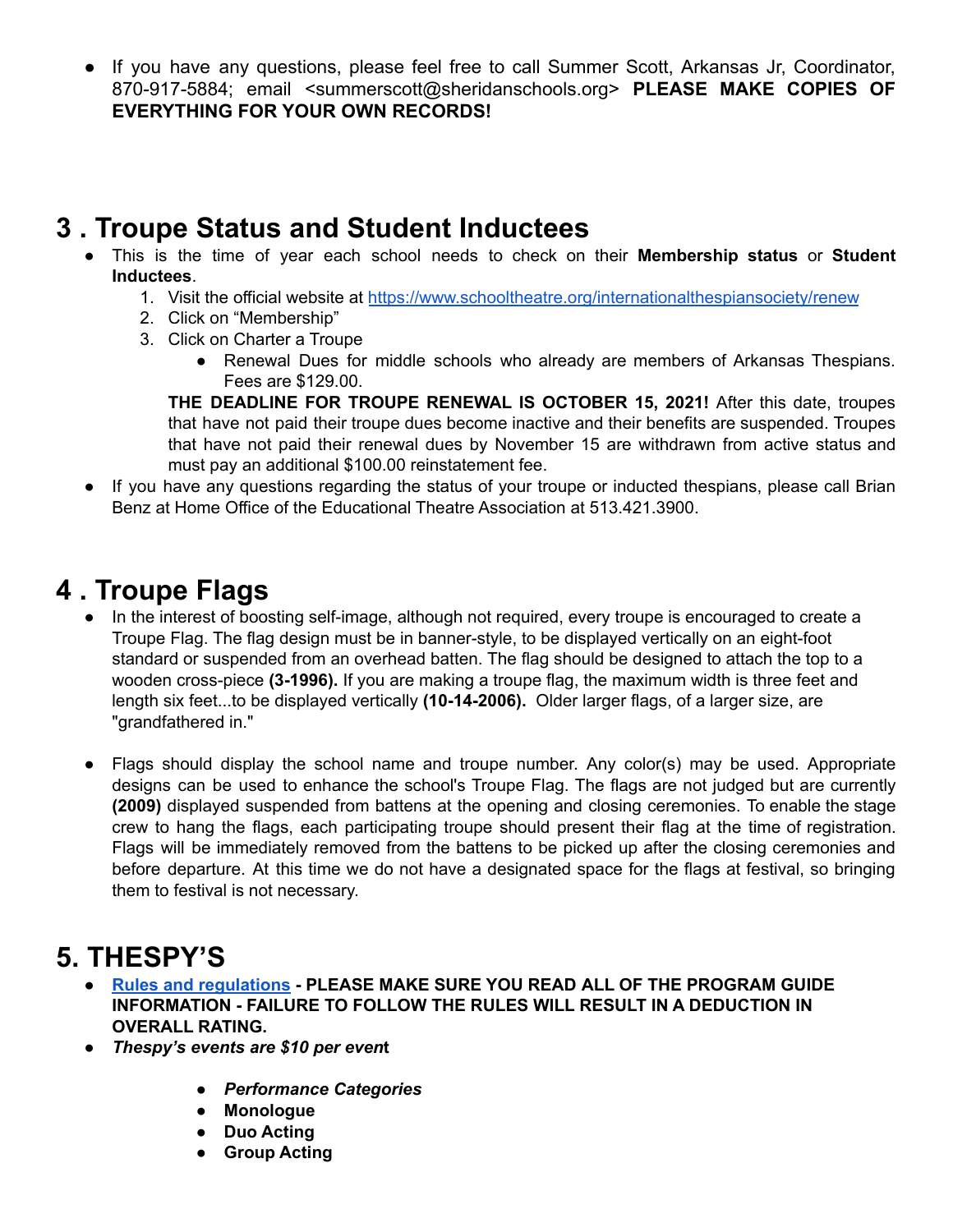- If you have any questions, please feel free to call Summer Scott, Arkansas Jr, Coordinator, 870-917-5884; email <summerscott@sheridanschools.org> **PLEASE MAKE COPIES OF EVERYTHING FOR YOUR OWN RECORDS!**

# 3 . Troupe Status and Student Inductees

- This is the time of year each school needs to check on their **Membership status** or **Student Inductees**.
    1. Visit the official website at [https://www.schooltheatre.org/internationalthespiansociety/renew](https://www.schooltheatre.org/internationalthespiansociety/renew)
    2. Click on "Membership"
    3. Click on Charter a Troupe
        - Renewal Dues for middle schools who already are members of Arkansas Thespians. Fees are $129.00.

    **THE DEADLINE FOR TROUPE RENEWAL IS OCTOBER 15, 2021!** After this date, troupes that have not paid their troupe dues become inactive and their benefits are suspended. Troupes that have not paid their renewal dues by November 15 are withdrawn from active status and must pay an additional $100.00 reinstatement fee.
- If you have any questions regarding the status of your troupe or inducted thespians, please call Brian Benz at Home Office of the Educational Theatre Association at 513.421.3900.

# 4 . Troupe Flags

- In the interest of boosting self-image, although not required, every troupe is encouraged to create a Troupe Flag. The flag design must be in banner-style, to be displayed vertically on an eight-foot standard or suspended from an overhead batten. The flag should be designed to attach the top to a wooden cross-piece **(3-1996).** If you are making a troupe flag, the maximum width is three feet and length six feet...to be displayed vertically **(10-14-2006).** Older larger flags, of a larger size, are "grandfathered in."

- Flags should display the school name and troupe number. Any color(s) may be used. Appropriate designs can be used to enhance the school's Troupe Flag. The flags are not judged but are currently **(2009)** displayed suspended from battens at the opening and closing ceremonies. To enable the stage crew to hang the flags, each participating troupe should present their flag at the time of registration. Flags will be immediately removed from the battens to be picked up after the closing ceremonies and before departure. At this time we do not have a designated space for the flags at festival, so bringing them to festival is not necessary.

# 5. THESPY'S

- **Rules and regulations - PLEASE MAKE SURE YOU READ ALL OF THE PROGRAM GUIDE INFORMATION - FAILURE TO FOLLOW THE RULES WILL RESULT IN A DEDUCTION IN OVERALL RATING.**
- ***Thespy's events are $10 per event***

    - ***Performance Categories***
    - **Monologue**
    - **Duo Acting**
    - **Group Acting**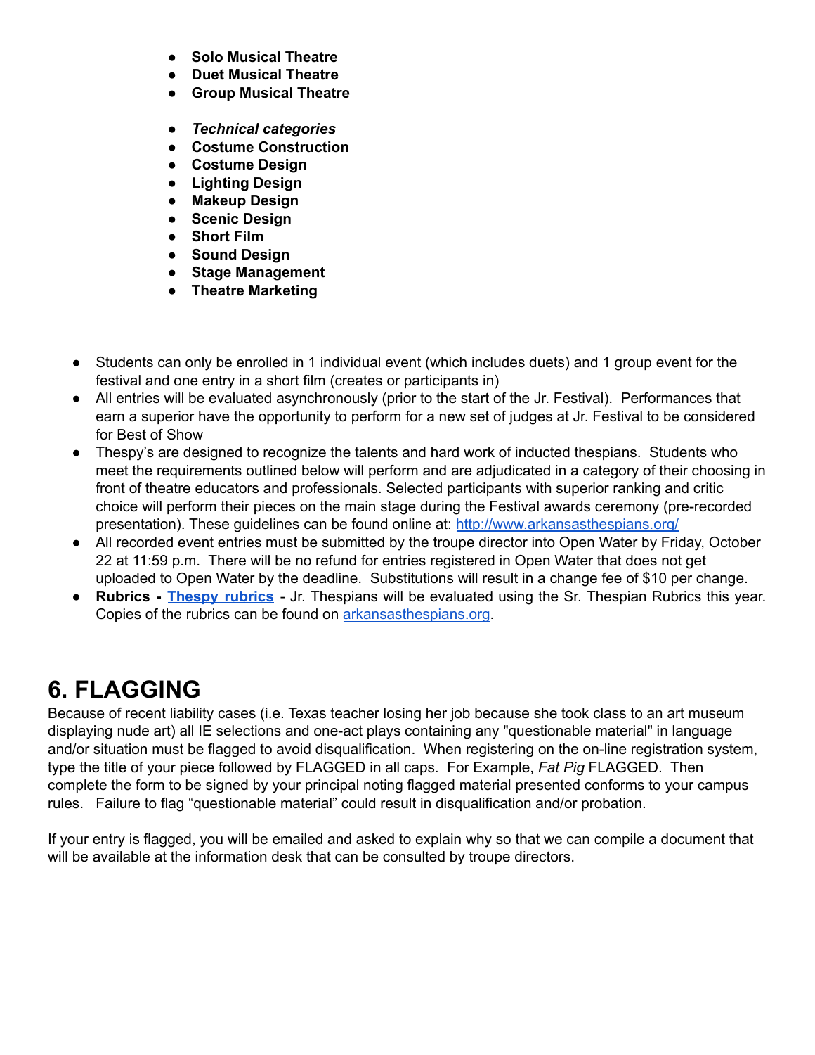- **Solo Musical Theatre**
- **Duet Musical Theatre**
- **Group Musical Theatre**

- ***Technical categories***
- **Costume Construction**
- **Costume Design**
- **Lighting Design**
- **Makeup Design**
- **Scenic Design**
- **Short Film**
- **Sound Design**
- **Stage Management**
- **Theatre Marketing**

- Students can only be enrolled in 1 individual event (which includes duets) and 1 group event for the festival and one entry in a short film (creates or participants in)
- All entries will be evaluated asynchronously (prior to the start of the Jr. Festival). Performances that earn a superior have the opportunity to perform for a new set of judges at Jr. Festival to be considered for Best of Show
- Thespy's are designed to recognize the talents and hard work of inducted thespians. Students who meet the requirements outlined below will perform and are adjudicated in a category of their choosing in front of theatre educators and professionals. Selected participants with superior ranking and critic choice will perform their pieces on the main stage during the Festival awards ceremony (pre-recorded presentation). These guidelines can be found online at: [http://www.arkansasthespians.org/](http://www.arkansasthespians.org/)
- All recorded event entries must be submitted by the troupe director into Open Water by Friday, October 22 at 11:59 p.m. There will be no refund for entries registered in Open Water that does not get uploaded to Open Water by the deadline. Substitutions will result in a change fee of $10 per change.
- **Rubrics - [Thespy rubrics](#)** - Jr. Thespians will be evaluated using the Sr. Thespian Rubrics this year. Copies of the rubrics can be found on [arkansasthespians.org](http://arkansasthespians.org).

# 6. FLAGGING

Because of recent liability cases (i.e. Texas teacher losing her job because she took class to an art museum displaying nude art) all IE selections and one-act plays containing any "questionable material" in language and/or situation must be flagged to avoid disqualification. When registering on the on-line registration system, type the title of your piece followed by FLAGGED in all caps. For Example, *Fat Pig* FLAGGED. Then complete the form to be signed by your principal noting flagged material presented conforms to your campus rules. Failure to flag "questionable material" could result in disqualification and/or probation.

If your entry is flagged, you will be emailed and asked to explain why so that we can compile a document that will be available at the information desk that can be consulted by troupe directors.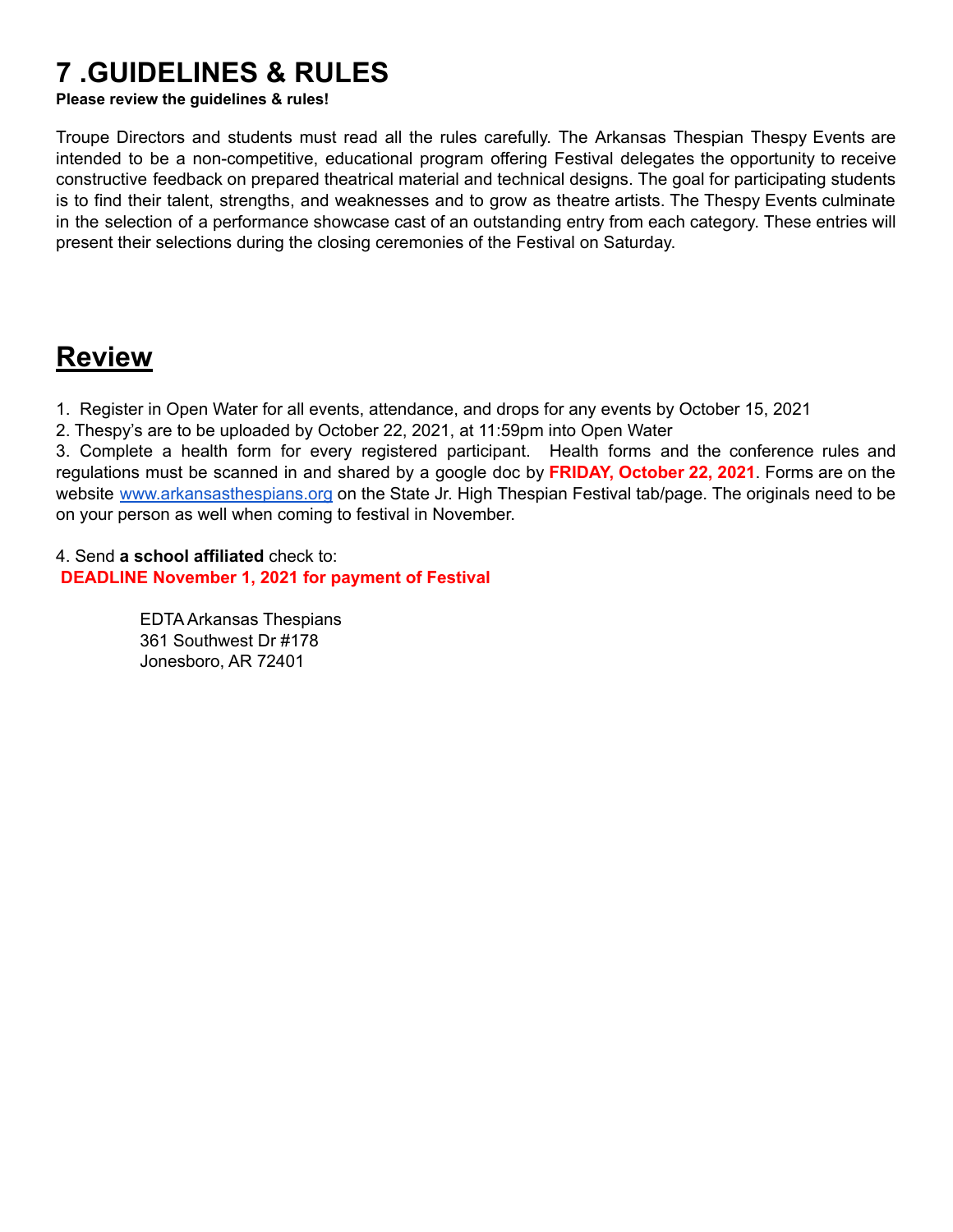# 7 .GUIDELINES & RULES

**Please review the guidelines & rules!**

Troupe Directors and students must read all the rules carefully. The Arkansas Thespian Thespy Events are intended to be a non-competitive, educational program offering Festival delegates the opportunity to receive constructive feedback on prepared theatrical material and technical designs. The goal for participating students is to find their talent, strengths, and weaknesses and to grow as theatre artists. The Thespy Events culminate in the selection of a performance showcase cast of an outstanding entry from each category. These entries will present their selections during the closing ceremonies of the Festival on Saturday.

## Review

1. Register in Open Water for all events, attendance, and drops for any events by October 15, 2021
2. Thespy's are to be uploaded by October 22, 2021, at 11:59pm into Open Water
3. Complete a health form for every registered participant. Health forms and the conference rules and regulations must be scanned in and shared by a google doc by **FRIDAY, October 22, 2021**. Forms are on the website [www.arkansasthespians.org](http://www.arkansasthespians.org) on the State Jr. High Thespian Festival tab/page. The originals need to be on your person as well when coming to festival in November.

4. Send **a school affiliated** check to:
**DEADLINE November 1, 2021 for payment of Festival**

EDTA Arkansas Thespians
361 Southwest Dr #178
Jonesboro, AR 72401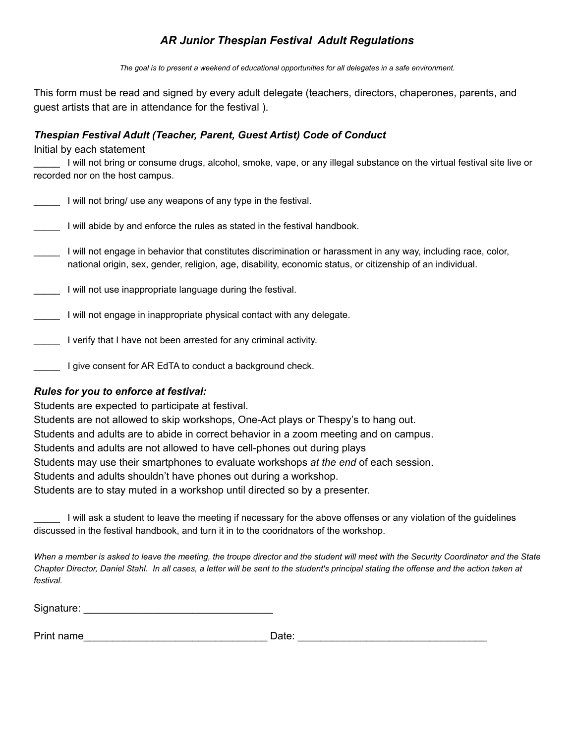# *AR Junior Thespian Festival Adult Regulations*

*The goal is to present a weekend of educational opportunities for all delegates in a safe environment.*

This form must be read and signed by every adult delegate (teachers, directors, chaperones, parents, and guest artists that are in attendance for the festival ).

### *Thespian Festival Adult (Teacher, Parent, Guest Artist) Code of Conduct*

Initial by each statement

_____ I will not bring or consume drugs, alcohol, smoke, vape, or any illegal substance on the virtual festival site live or recorded nor on the host campus.

_____ I will not bring/ use any weapons of any type in the festival.

_____ I will abide by and enforce the rules as stated in the festival handbook.

_____ I will not engage in behavior that constitutes discrimination or harassment in any way, including race, color, national origin, sex, gender, religion, age, disability, economic status, or citizenship of an individual.

_____ I will not use inappropriate language during the festival.

_____ I will not engage in inappropriate physical contact with any delegate.

_____ I verify that I have not been arrested for any criminal activity.

_____ I give consent for AR EdTA to conduct a background check.

### *Rules for you to enforce at festival:*

Students are expected to participate at festival.
Students are not allowed to skip workshops, One-Act plays or Thespy's to hang out.
Students and adults are to abide in correct behavior in a zoom meeting and on campus.
Students and adults are not allowed to have cell-phones out during plays
Students may use their smartphones to evaluate workshops *at the end* of each session.
Students and adults shouldn't have phones out during a workshop.
Students are to stay muted in a workshop until directed so by a presenter.

_____ I will ask a student to leave the meeting if necessary for the above offenses or any violation of the guidelines discussed in the festival handbook, and turn it in to the cooridnators of the workshop.

*When a member is asked to leave the meeting, the troupe director and the student will meet with the Security Coordinator and the State Chapter Director, Daniel Stahl. In all cases, a letter will be sent to the student's principal stating the offense and the action taken at festival.*

Signature: _________________________________

Print name_________________________________ Date: _________________________________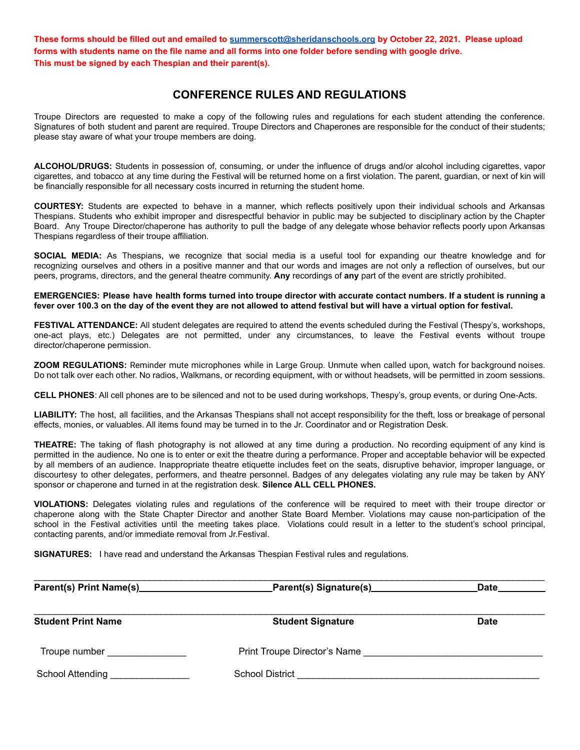**These forms should be filled out and emailed to summerscott@sheridanschools.org by October 22, 2021. Please upload forms with students name on the file name and all forms into one folder before sending with google drive.**
**This must be signed by each Thespian and their parent(s).**

## CONFERENCE RULES AND REGULATIONS

Troupe Directors are requested to make a copy of the following rules and regulations for each student attending the conference. Signatures of both student and parent are required. Troupe Directors and Chaperones are responsible for the conduct of their students; please stay aware of what your troupe members are doing.

**ALCOHOL/DRUGS:** Students in possession of, consuming, or under the influence of drugs and/or alcohol including cigarettes, vapor cigarettes, and tobacco at any time during the Festival will be returned home on a first violation. The parent, guardian, or next of kin will be financially responsible for all necessary costs incurred in returning the student home.

**COURTESY:** Students are expected to behave in a manner, which reflects positively upon their individual schools and Arkansas Thespians. Students who exhibit improper and disrespectful behavior in public may be subjected to disciplinary action by the Chapter Board. Any Troupe Director/chaperone has authority to pull the badge of any delegate whose behavior reflects poorly upon Arkansas Thespians regardless of their troupe affiliation.

**SOCIAL MEDIA:** As Thespians, we recognize that social media is a useful tool for expanding our theatre knowledge and for recognizing ourselves and others in a positive manner and that our words and images are not only a reflection of ourselves, but our peers, programs, directors, and the general theatre community. **Any** recordings of **any** part of the event are strictly prohibited.

**EMERGENCIES: Please have health forms turned into troupe director with accurate contact numbers. If a student is running a fever over 100.3 on the day of the event they are not allowed to attend festival but will have a virtual option for festival.**

**FESTIVAL ATTENDANCE:** All student delegates are required to attend the events scheduled during the Festival (Thespy's, workshops, one-act plays, etc.) Delegates are not permitted, under any circumstances, to leave the Festival events without troupe director/chaperone permission.

**ZOOM REGULATIONS:** Reminder mute microphones while in Large Group. Unmute when called upon, watch for background noises. Do not talk over each other. No radios, Walkmans, or recording equipment, with or without headsets, will be permitted in zoom sessions.

**CELL PHONES**: All cell phones are to be silenced and not to be used during workshops, Thespy's, group events, or during One-Acts.

**LIABILITY:** The host, all facilities, and the Arkansas Thespians shall not accept responsibility for the theft, loss or breakage of personal effects, monies, or valuables. All items found may be turned in to the Jr. Coordinator and or Registration Desk.

**THEATRE:** The taking of flash photography is not allowed at any time during a production. No recording equipment of any kind is permitted in the audience. No one is to enter or exit the theatre during a performance. Proper and acceptable behavior will be expected by all members of an audience. Inappropriate theatre etiquette includes feet on the seats, disruptive behavior, improper language, or discourtesy to other delegates, performers, and theatre personnel. Badges of any delegates violating any rule may be taken by ANY sponsor or chaperone and turned in at the registration desk. **Silence ALL CELL PHONES.**

**VIOLATIONS:** Delegates violating rules and regulations of the conference will be required to meet with their troupe director or chaperone along with the State Chapter Director and another State Board Member. Violations may cause non-participation of the school in the Festival activities until the meeting takes place. Violations could result in a letter to the student's school principal, contacting parents, and/or immediate removal from Jr.Festival.

**SIGNATURES:** I have read and understand the Arkansas Thespian Festival rules and regulations.

_______________________________________________________________________________

**Parent(s) Print Name(s)**________________________ **Parent(s) Signature(s)**____________________ **Date**_________

_______________________________________________________________________________

**Student Print Name** **Student Signature** **Date**

Troupe number _______________ Print Troupe Director's Name _________________________________

School Attending _______________ School District ______________________________________________